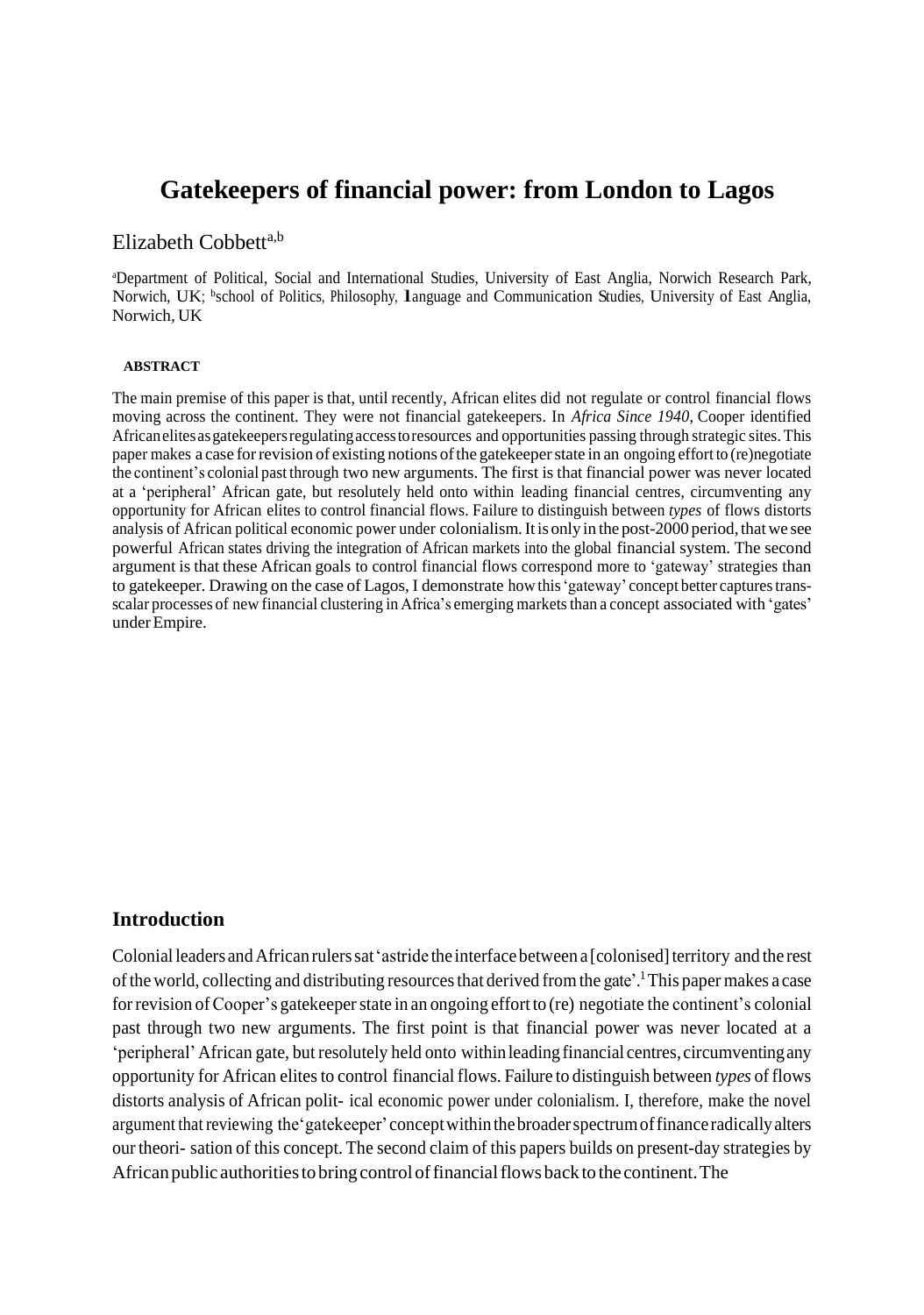# Gatekeepers of financial power: from London to Lagos

Elizabeth Cobbett[a,b]

[a]Department of Political, Social and International Studies, University of East Anglia, Norwich Research Park, Norwich, UK; [b]school of Politics, Philosophy, language and Communication Studies, University of East Anglia, Norwich, UK

**ABSTRACT**

The main premise of this paper is that, until recently, African elites did not regulate or control financial flows moving across the continent. They were not financial gatekeepers. In *Africa Since 1940*, Cooper identified African elites as gatekeepers regulating access to resources and opportunities passing through strategic sites. This paper makes a case for revision of existing notions of the gatekeeper state in an ongoing effort to (re)negotiate the continent's colonial past through two new arguments. The first is that financial power was never located at a 'peripheral' African gate, but resolutely held onto within leading financial centres, circumventing any opportunity for African elites to control financial flows. Failure to distinguish between *types* of flows distorts analysis of African political economic power under colonialism. It is only in the post-2000 period, that we see powerful African states driving the integration of African markets into the global financial system. The second argument is that these African goals to control financial flows correspond more to 'gateway' strategies than to gatekeeper. Drawing on the case of Lagos, I demonstrate how this 'gateway' concept better captures trans-scalar processes of new financial clustering in Africa's emerging markets than a concept associated with 'gates' under Empire.

## Introduction

Colonial leaders and African rulers sat 'astride the interface between a [colonised] territory and the rest of the world, collecting and distributing resources that derived from the gate'.[1] This paper makes a case for revision of Cooper's gatekeeper state in an ongoing effort to (re) negotiate the continent's colonial past through two new arguments. The first point is that financial power was never located at a 'peripheral' African gate, but resolutely held onto within leading financial centres, circumventing any opportunity for African elites to control financial flows. Failure to distinguish between *types* of flows distorts analysis of African polit- ical economic power under colonialism. I, therefore, make the novel argument that reviewing the 'gatekeeper' concept within the broader spectrum of finance radically alters our theori- sation of this concept. The second claim of this papers builds on present-day strategies by African public authorities to bring control of financial flows back to the continent. The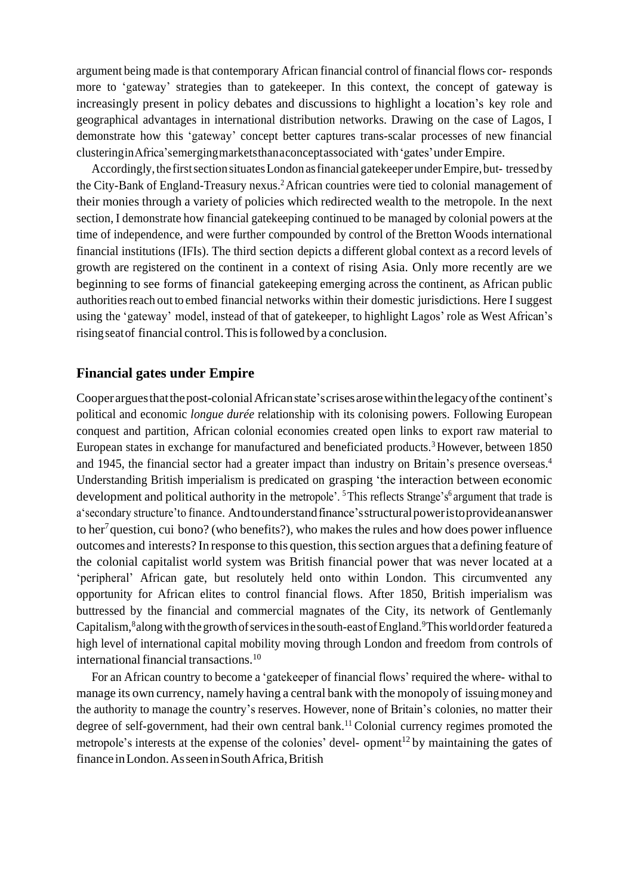argument being made is that contemporary African financial control of financial flows cor- responds more to 'gateway' strategies than to gatekeeper. In this context, the concept of gateway is increasingly present in policy debates and discussions to highlight a location's key role and geographical advantages in international distribution networks. Drawing on the case of Lagos, I demonstrate how this 'gateway' concept better captures trans-scalar processes of new financial clustering in Africa's emerging markets than a concept associated with 'gates' under Empire.

Accordingly, the first section situates London as financial gatekeeper under Empire, but- tressed by the City-Bank of England-Treasury nexus.[2] African countries were tied to colonial management of their monies through a variety of policies which redirected wealth to the metropole. In the next section, I demonstrate how financial gatekeeping continued to be managed by colonial powers at the time of independence, and were further compounded by control of the Bretton Woods international financial institutions (IFIs). The third section depicts a different global context as a record levels of growth are registered on the continent in a context of rising Asia. Only more recently are we beginning to see forms of financial gatekeeping emerging across the continent, as African public authorities reach out to embed financial networks within their domestic jurisdictions. Here I suggest using the 'gateway' model, instead of that of gatekeeper, to highlight Lagos' role as West African's rising seat of financial control. This is followed by a conclusion.

## Financial gates under Empire

Cooper argues that the post-colonial African state's crises arose within the legacy of the continent's political and economic *longue durée* relationship with its colonising powers. Following European conquest and partition, African colonial economies created open links to export raw material to European states in exchange for manufactured and beneficiated products.[3] However, between 1850 and 1945, the financial sector had a greater impact than industry on Britain's presence overseas.[4] Understanding British imperialism is predicated on grasping 'the interaction between economic development and political authority in the metropole'.[5] This reflects Strange's[6] argument that trade is a 'secondary structure' to finance. And to understand finance's structural power is to provide an answer to her[7] question, cui bono? (who benefits?), who makes the rules and how does power influence outcomes and interests? In response to this question, this section argues that a defining feature of the colonial capitalist world system was British financial power that was never located at a 'peripheral' African gate, but resolutely held onto within London. This circumvented any opportunity for African elites to control financial flows. After 1850, British imperialism was buttressed by the financial and commercial magnates of the City, its network of Gentlemanly Capitalism,[8] along with the growth of services in the south-east of England.[9] This world order featured a high level of international capital mobility moving through London and freedom from controls of international financial transactions.[10]

For an African country to become a 'gatekeeper of financial flows' required the where- withal to manage its own currency, namely having a central bank with the monopoly of issuing money and the authority to manage the country's reserves. However, none of Britain's colonies, no matter their degree of self-government, had their own central bank.[11] Colonial currency regimes promoted the metropole's interests at the expense of the colonies' devel- opment[12] by maintaining the gates of finance in London. As seen in South Africa, British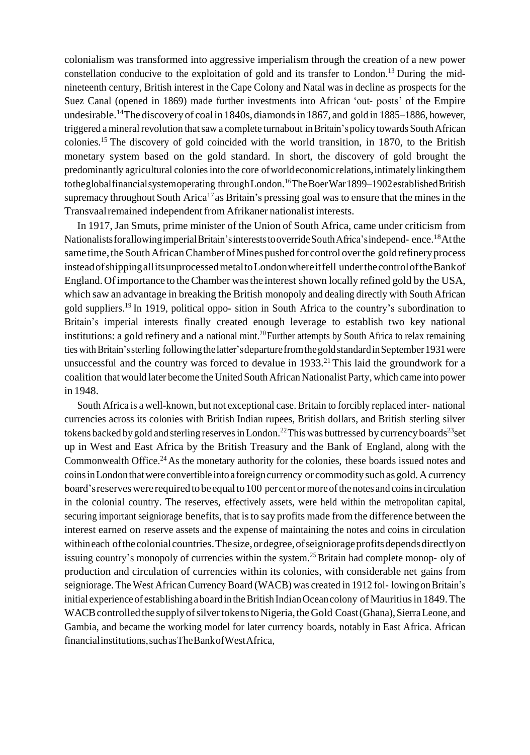colonialism was transformed into aggressive imperialism through the creation of a new power constellation conducive to the exploitation of gold and its transfer to London.[13] During the mid-nineteenth century, British interest in the Cape Colony and Natal was in decline as prospects for the Suez Canal (opened in 1869) made further investments into African 'out- posts' of the Empire undesirable.[14] The discovery of coal in 1840s, diamonds in 1867, and gold in 1885–1886, however, triggered a mineral revolution that saw a complete turnabout in Britain's policy towards South African colonies.[15] The discovery of gold coincided with the world transition, in 1870, to the British monetary system based on the gold standard. In short, the discovery of gold brought the predominantly agricultural colonies into the core of world economic relations, intimately linking them to the global financial system operating through London.[16] The Boer War 1899–1902 established British supremacy throughout South Arica[17] as Britain's pressing goal was to ensure that the mines in the Transvaal remained independent from Afrikaner nationalist interests.

In 1917, Jan Smuts, prime minister of the Union of South Africa, came under criticism from Nationalists for allowing imperial Britain's interests to override South Africa's independ- ence.[18] At the same time, the South African Chamber of Mines pushed for control over the gold refinery process instead of shipping all its unprocessed metal to London where it fell under the control of the Bank of England. Of importance to the Chamber was the interest shown locally refined gold by the USA, which saw an advantage in breaking the British monopoly and dealing directly with South African gold suppliers.[19] In 1919, political oppo- sition in South Africa to the country's subordination to Britain's imperial interests finally created enough leverage to establish two key national institutions: a gold refinery and a national mint.[20] Further attempts by South Africa to relax remaining ties with Britain's sterling following the latter's departure from the gold standard in September 1931 were unsuccessful and the country was forced to devalue in 1933.[21] This laid the groundwork for a coalition that would later become the United South African Nationalist Party, which came into power in 1948.

South Africa is a well-known, but not exceptional case. Britain to forcibly replaced inter- national currencies across its colonies with British Indian rupees, British dollars, and British sterling silver tokens backed by gold and sterling reserves in London.[22] This was buttressed by currency boards[23] set up in West and East Africa by the British Treasury and the Bank of England, along with the Commonwealth Office.[24] As the monetary authority for the colonies, these boards issued notes and coins in London that were convertible into a foreign currency or commodity such as gold. A currency board's reserves were required to be equal to 100 per cent or more of the notes and coins in circulation in the colonial country. The reserves, effectively assets, were held within the metropolitan capital, securing important seigniorage benefits, that is to say profits made from the difference between the interest earned on reserve assets and the expense of maintaining the notes and coins in circulation within each of the colonial countries. The size, or degree, of seigniorage profits depends directly on issuing country's monopoly of currencies within the system.[25] Britain had complete monop- oly of production and circulation of currencies within its colonies, with considerable net gains from seigniorage. The West African Currency Board (WACB) was created in 1912 fol- lowing on Britain's initial experience of establishing a board in the British Indian Ocean colony of Mauritius in 1849. The WACB controlled the supply of silver tokens to Nigeria, the Gold Coast (Ghana), Sierra Leone, and Gambia, and became the working model for later currency boards, notably in East Africa. African financial institutions, such as The Bank of West Africa,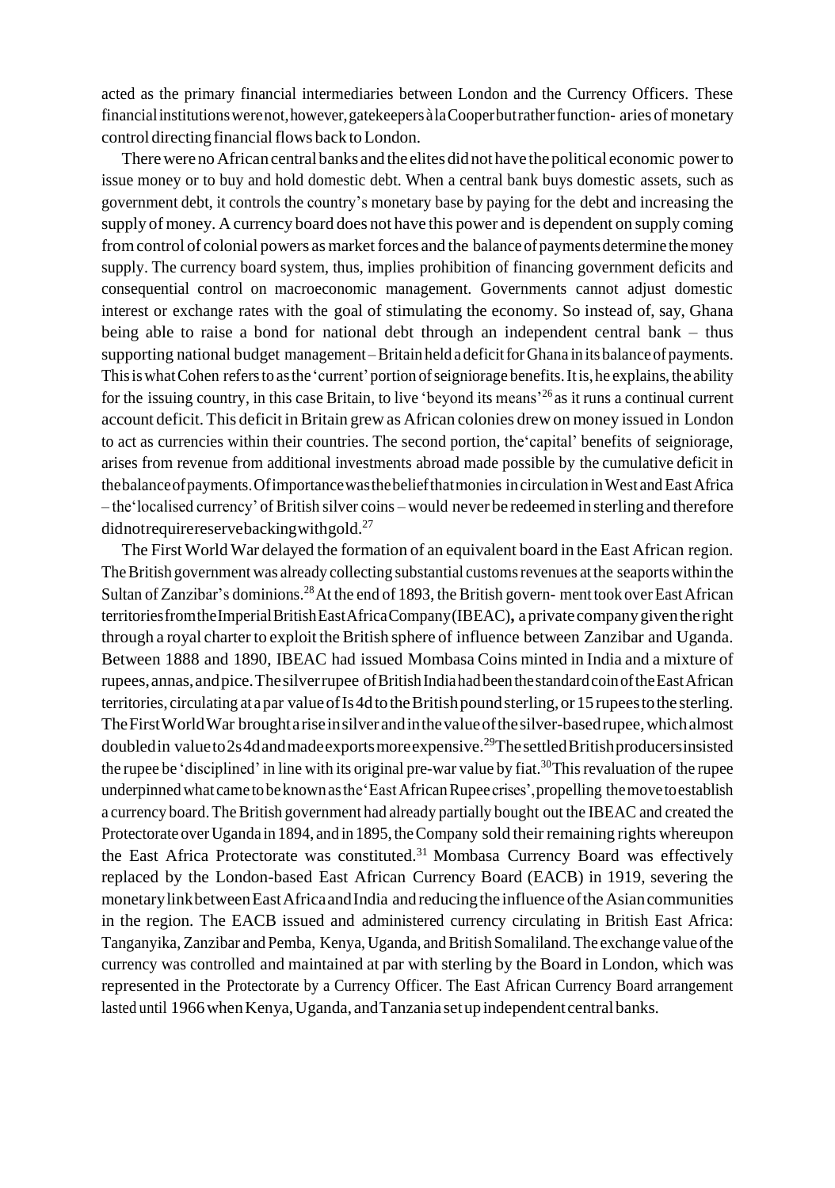acted as the primary financial intermediaries between London and the Currency Officers. These financial institutions were not, however, gatekeepers à la Cooper but rather function- aries of monetary control directing financial flows back to London.

There were no African central banks and the elites did not have the political economic power to issue money or to buy and hold domestic debt. When a central bank buys domestic assets, such as government debt, it controls the country's monetary base by paying for the debt and increasing the supply of money. A currency board does not have this power and is dependent on supply coming from control of colonial powers as market forces and the balance of payments determine the money supply. The currency board system, thus, implies prohibition of financing government deficits and consequential control on macroeconomic management. Governments cannot adjust domestic interest or exchange rates with the goal of stimulating the economy. So instead of, say, Ghana being able to raise a bond for national debt through an independent central bank – thus supporting national budget management – Britain held a deficit for Ghana in its balance of payments. This is what Cohen refers to as the 'current' portion of seigniorage benefits. It is, he explains, the ability for the issuing country, in this case Britain, to live 'beyond its means'[26] as it runs a continual current account deficit. This deficit in Britain grew as African colonies drew on money issued in London to act as currencies within their countries. The second portion, the 'capital' benefits of seigniorage, arises from revenue from additional investments abroad made possible by the cumulative deficit in the balance of payments. Of importance was the belief that monies in circulation in West and East Africa – the 'localised currency' of British silver coins – would never be redeemed in sterling and therefore did not require reserve backing with gold.[27]

The First World War delayed the formation of an equivalent board in the East African region. The British government was already collecting substantial customs revenues at the seaports within the Sultan of Zanzibar's dominions.[28] At the end of 1893, the British govern- ment took over East African territories from the Imperial British East Africa Company (IBEAC), a private company given the right through a royal charter to exploit the British sphere of influence between Zanzibar and Uganda. Between 1888 and 1890, IBEAC had issued Mombasa Coins minted in India and a mixture of rupees, annas, and pice. The silver rupee of British India had been the standard coin of the East African territories, circulating at a par value of 1s 4d to the British pound sterling, or 15 rupees to the sterling. The First World War brought a rise in silver and in the value of the silver-based rupee, which almost doubled in value to 2s 4d and made exports more expensive.[29] The settled British producers insisted the rupee be 'disciplined' in line with its original pre-war value by fiat.[30] This revaluation of the rupee underpinned what came to be known as the 'East African Rupee crises', propelling the move to establish a currency board. The British government had already partially bought out the IBEAC and created the Protectorate over Uganda in 1894, and in 1895, the Company sold their remaining rights whereupon the East Africa Protectorate was constituted.[31] Mombasa Currency Board was effectively replaced by the London-based East African Currency Board (EACB) in 1919, severing the monetary link between East Africa and India and reducing the influence of the Asian communities in the region. The EACB issued and administered currency circulating in British East Africa: Tanganyika, Zanzibar and Pemba, Kenya, Uganda, and British Somaliland. The exchange value of the currency was controlled and maintained at par with sterling by the Board in London, which was represented in the Protectorate by a Currency Officer. The East African Currency Board arrangement lasted until 1966 when Kenya, Uganda, and Tanzania set up independent central banks.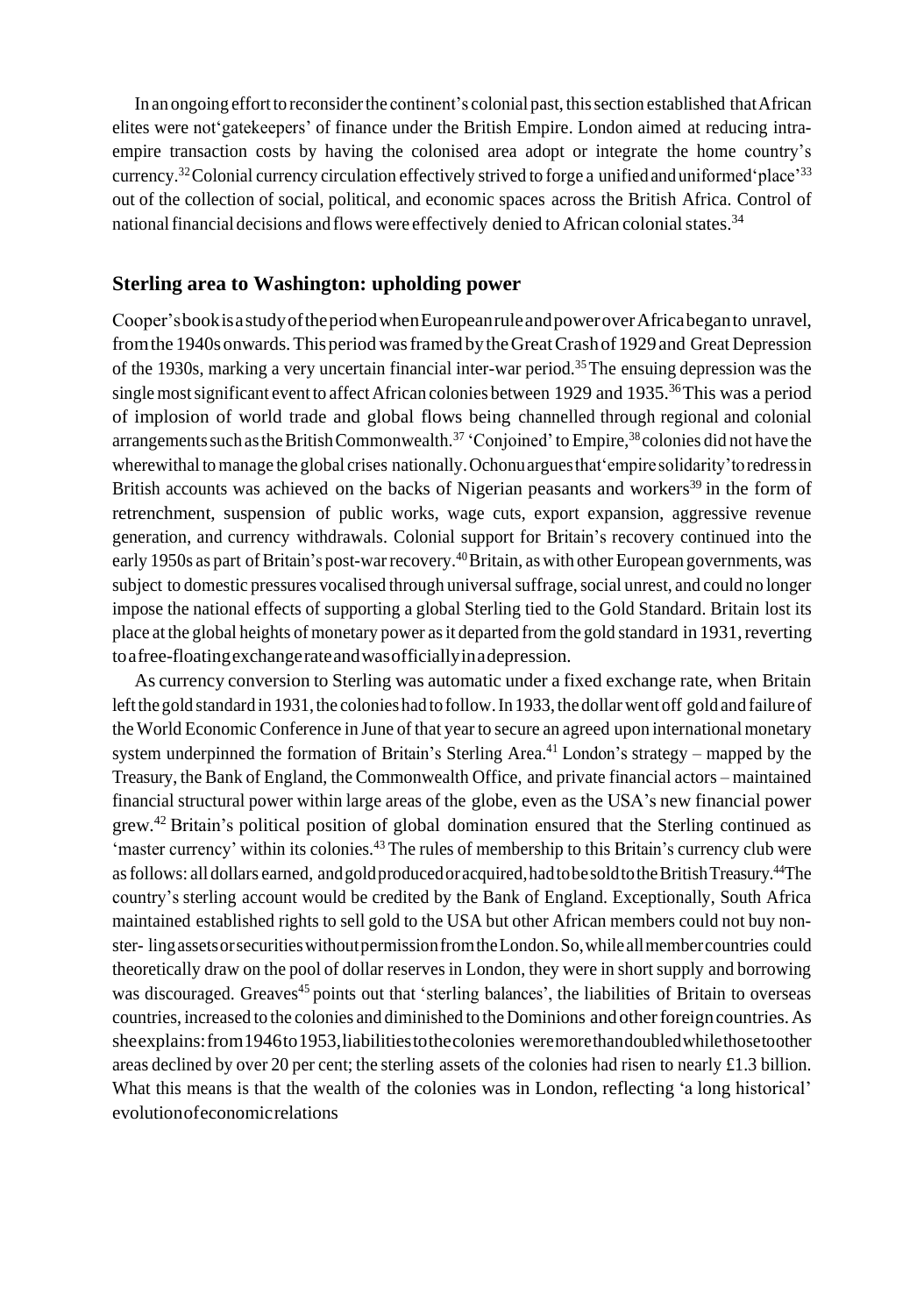In an ongoing effort to reconsider the continent's colonial past, this section established that African elites were not 'gatekeepers' of finance under the British Empire. London aimed at reducing intra-empire transaction costs by having the colonised area adopt or integrate the home country's currency.[32] Colonial currency circulation effectively strived to forge a unified and uniformed 'place'[33] out of the collection of social, political, and economic spaces across the British Africa. Control of national financial decisions and flows were effectively denied to African colonial states.[34]

## Sterling area to Washington: upholding power

Cooper's book is a study of the period when European rule and power over Africa began to unravel, from the 1940s onwards. This period was framed by the Great Crash of 1929 and Great Depression of the 1930s, marking a very uncertain financial inter-war period.[35] The ensuing depression was the single most significant event to affect African colonies between 1929 and 1935.[36] This was a period of implosion of world trade and global flows being channelled through regional and colonial arrangements such as the British Commonwealth.[37] 'Conjoined' to Empire,[38] colonies did not have the wherewithal to manage the global crises nationally. Ochonu argues that 'empire solidarity' to redress in British accounts was achieved on the backs of Nigerian peasants and workers[39] in the form of retrenchment, suspension of public works, wage cuts, export expansion, aggressive revenue generation, and currency withdrawals. Colonial support for Britain's recovery continued into the early 1950s as part of Britain's post-war recovery.[40] Britain, as with other European governments, was subject to domestic pressures vocalised through universal suffrage, social unrest, and could no longer impose the national effects of supporting a global Sterling tied to the Gold Standard. Britain lost its place at the global heights of monetary power as it departed from the gold standard in 1931, reverting to a free-floating exchange rate and was officially in a depression.

As currency conversion to Sterling was automatic under a fixed exchange rate, when Britain left the gold standard in 1931, the colonies had to follow. In 1933, the dollar went off gold and failure of the World Economic Conference in June of that year to secure an agreed upon international monetary system underpinned the formation of Britain's Sterling Area.[41] London's strategy – mapped by the Treasury, the Bank of England, the Commonwealth Office, and private financial actors – maintained financial structural power within large areas of the globe, even as the USA's new financial power grew.[42] Britain's political position of global domination ensured that the Sterling continued as 'master currency' within its colonies.[43] The rules of membership to this Britain's currency club were as follows: all dollars earned, and gold produced or acquired, had to be sold to the British Treasury.[44] The country's sterling account would be credited by the Bank of England. Exceptionally, South Africa maintained established rights to sell gold to the USA but other African members could not buy non-ster- ling assets or securities without permission from the London. So, while all member countries could theoretically draw on the pool of dollar reserves in London, they were in short supply and borrowing was discouraged. Greaves[45] points out that 'sterling balances', the liabilities of Britain to overseas countries, increased to the colonies and diminished to the Dominions and other foreign countries. As she explains: from 1946 to 1953, liabilities to the colonies were more than doubled while those to other areas declined by over 20 per cent; the sterling assets of the colonies had risen to nearly £1.3 billion. What this means is that the wealth of the colonies was in London, reflecting 'a long historical' evolution of economic relations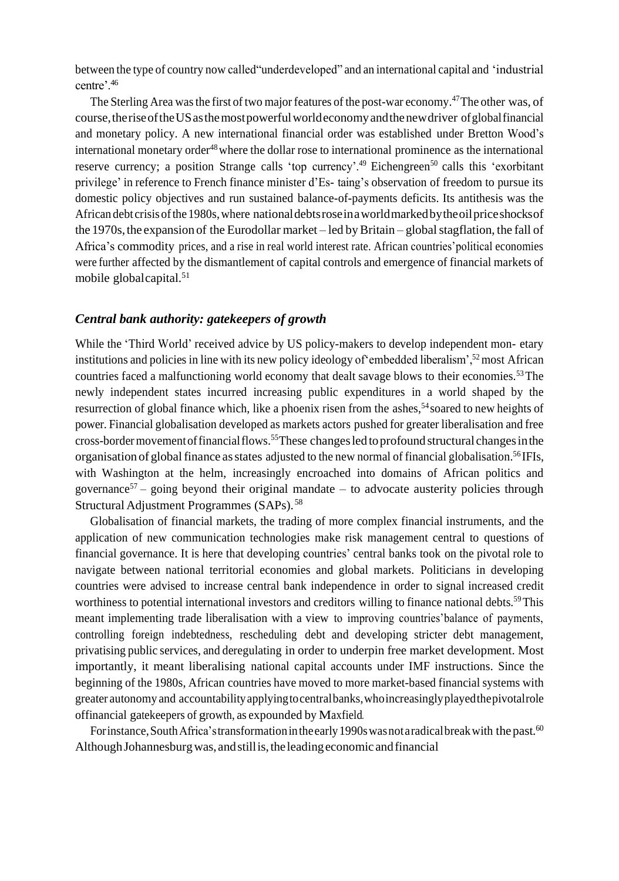between the type of country now called"underdeveloped" and an international capital and 'industrial centre'.[46]

The Sterling Area was the first of two major features of the post-war economy.[47] The other was, of course, the rise of the US as the most powerful world economy and the new driver of global financial and monetary policy. A new international financial order was established under Bretton Wood's international monetary order[48] where the dollar rose to international prominence as the international reserve currency; a position Strange calls 'top currency'.[49] Eichengreen[50] calls this 'exorbitant privilege' in reference to French finance minister d'Es- taing's observation of freedom to pursue its domestic policy objectives and run sustained balance-of-payments deficits. Its antithesis was the African debt crisis of the 1980s, where national debts rose in a world marked by the oil price shocks of the 1970s, the expansion of the Eurodollar market – led by Britain – global stagflation, the fall of Africa's commodity prices, and a rise in real world interest rate. African countries' political economies were further affected by the dismantlement of capital controls and emergence of financial markets of mobile global capital.[51]

### *Central bank authority: gatekeepers of growth*

While the 'Third World' received advice by US policy-makers to develop independent mon- etary institutions and policies in line with its new policy ideology of'embedded liberalism',[52] most African countries faced a malfunctioning world economy that dealt savage blows to their economies.[53] The newly independent states incurred increasing public expenditures in a world shaped by the resurrection of global finance which, like a phoenix risen from the ashes,[54] soared to new heights of power. Financial globalisation developed as markets actors pushed for greater liberalisation and free cross-border movement of financial flows.[55] These changes led to profound structural changes in the organisation of global finance as states adjusted to the new normal of financial globalisation.[56] IFIs, with Washington at the helm, increasingly encroached into domains of African politics and governance[57] – going beyond their original mandate – to advocate austerity policies through Structural Adjustment Programmes (SAPs).[58]

Globalisation of financial markets, the trading of more complex financial instruments, and the application of new communication technologies make risk management central to questions of financial governance. It is here that developing countries' central banks took on the pivotal role to navigate between national territorial economies and global markets. Politicians in developing countries were advised to increase central bank independence in order to signal increased credit worthiness to potential international investors and creditors willing to finance national debts.[59] This meant implementing trade liberalisation with a view to improving countries'balance of payments, controlling foreign indebtedness, rescheduling debt and developing stricter debt management, privatising public services, and deregulating in order to underpin free market development. Most importantly, it meant liberalising national capital accounts under IMF instructions. Since the beginning of the 1980s, African countries have moved to more market-based financial systems with greater autonomy and accountability applying to central banks, who increasingly played the pivotal role of financial gatekeepers of growth, as expounded by Maxfield.

For instance, South Africa's transformation in the early 1990s was not a radical break with the past.[60] Although Johannesburg was, and still is, the leading economic and financial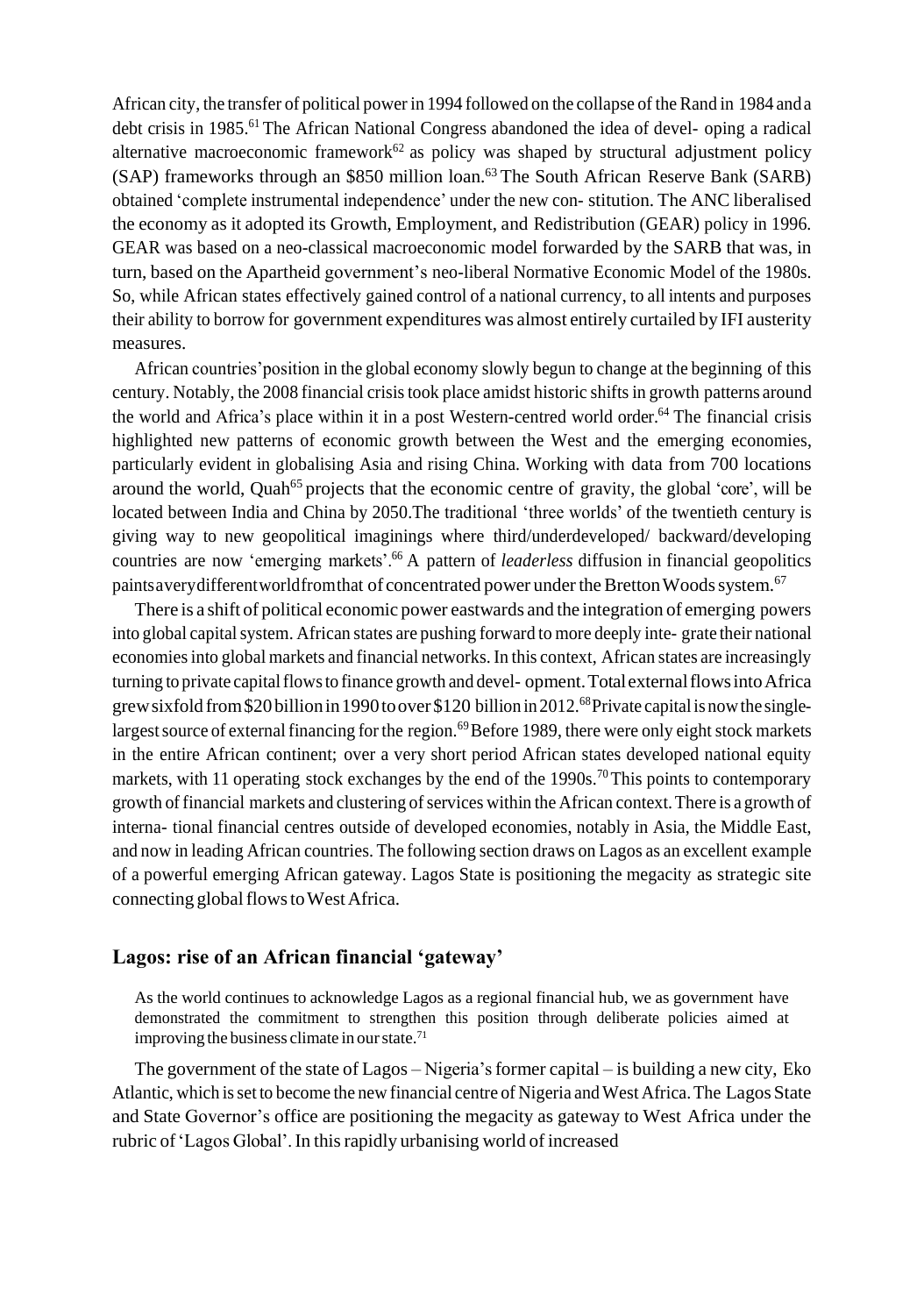African city, the transfer of political power in 1994 followed on the collapse of the Rand in 1984 and a debt crisis in 1985.[61] The African National Congress abandoned the idea of devel- oping a radical alternative macroeconomic framework[62] as policy was shaped by structural adjustment policy (SAP) frameworks through an $850 million loan.[63] The South African Reserve Bank (SARB) obtained 'complete instrumental independence' under the new con- stitution. The ANC liberalised the economy as it adopted its Growth, Employment, and Redistribution (GEAR) policy in 1996. GEAR was based on a neo-classical macroeconomic model forwarded by the SARB that was, in turn, based on the Apartheid government's neo-liberal Normative Economic Model of the 1980s. So, while African states effectively gained control of a national currency, to all intents and purposes their ability to borrow for government expenditures was almost entirely curtailed by IFI austerity measures.

African countries' position in the global economy slowly begun to change at the beginning of this century. Notably, the 2008 financial crisis took place amidst historic shifts in growth patterns around the world and Africa's place within it in a post Western-centred world order.[64] The financial crisis highlighted new patterns of economic growth between the West and the emerging economies, particularly evident in globalising Asia and rising China. Working with data from 700 locations around the world, Quah[65] projects that the economic centre of gravity, the global 'core', will be located between India and China by 2050.The traditional 'three worlds' of the twentieth century is giving way to new geopolitical imaginings where third/underdeveloped/ backward/developing countries are now 'emerging markets'.[66] A pattern of *leaderless* diffusion in financial geopolitics paints a very different world from that of concentrated power under the Bretton Woods system.[67]

There is a shift of political economic power eastwards and the integration of emerging powers into global capital system. African states are pushing forward to more deeply inte- grate their national economies into global markets and financial networks. In this context, African states are increasingly turning to private capital flows to finance growth and devel- opment. Total external flows into Africa grew sixfold from $20 billion in 1990 to over $120 billion in 2012.[68] Private capital is now the single-largest source of external financing for the region.[69] Before 1989, there were only eight stock markets in the entire African continent; over a very short period African states developed national equity markets, with 11 operating stock exchanges by the end of the 1990s.[70] This points to contemporary growth of financial markets and clustering of services within the African context. There is a growth of interna- tional financial centres outside of developed economies, notably in Asia, the Middle East, and now in leading African countries. The following section draws on Lagos as an excellent example of a powerful emerging African gateway. Lagos State is positioning the megacity as strategic site connecting global flows to West Africa.

## Lagos: rise of an African financial 'gateway'

> As the world continues to acknowledge Lagos as a regional financial hub, we as government have demonstrated the commitment to strengthen this position through deliberate policies aimed at improving the business climate in our state.[71]

The government of the state of Lagos – Nigeria's former capital – is building a new city, Eko Atlantic, which is set to become the new financial centre of Nigeria and West Africa. The Lagos State and State Governor's office are positioning the megacity as gateway to West Africa under the rubric of 'Lagos Global'. In this rapidly urbanising world of increased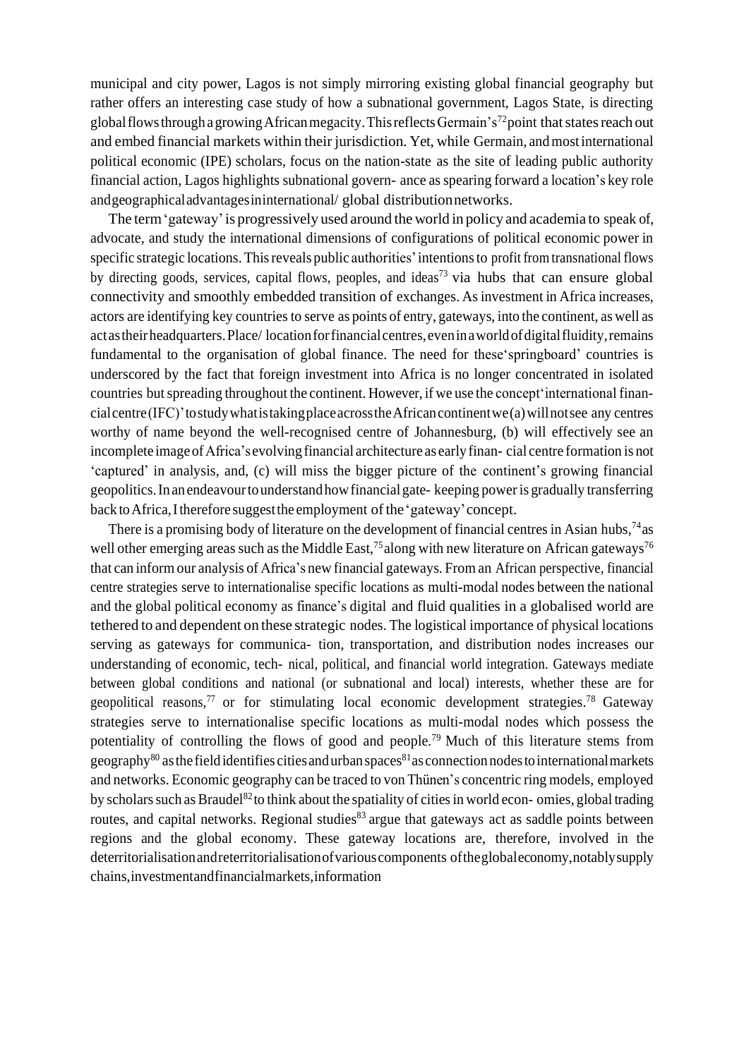municipal and city power, Lagos is not simply mirroring existing global financial geography but rather offers an interesting case study of how a subnational government, Lagos State, is directing global flows through a growing African megacity. This reflects Germain's[72] point that states reach out and embed financial markets within their jurisdiction. Yet, while Germain, and most international political economic (IPE) scholars, focus on the nation-state as the site of leading public authority financial action, Lagos highlights subnational govern- ance as spearing forward a location's key role and geographical advantages in international/ global distribution networks.

The term 'gateway' is progressively used around the world in policy and academia to speak of, advocate, and study the international dimensions of configurations of political economic power in specific strategic locations. This reveals public authorities' intentions to profit from transnational flows by directing goods, services, capital flows, peoples, and ideas[73] via hubs that can ensure global connectivity and smoothly embedded transition of exchanges. As investment in Africa increases, actors are identifying key countries to serve as points of entry, gateways, into the continent, as well as act as their headquarters. Place/ location for financial centres, even in a world of digital fluidity, remains fundamental to the organisation of global finance. The need for these'springboard' countries is underscored by the fact that foreign investment into Africa is no longer concentrated in isolated countries but spreading throughout the continent. However, if we use the concept'international finan- cial centre (IFC)' to study what is taking place across the African continent we (a) will not see any centres worthy of name beyond the well-recognised centre of Johannesburg, (b) will effectively see an incomplete image of Africa's evolving financial architecture as early finan- cial centre formation is not 'captured' in analysis, and, (c) will miss the bigger picture of the continent's growing financial geopolitics. In an endeavour to understand how financial gate- keeping power is gradually transferring back to Africa, I therefore suggest the employment of the 'gateway' concept.

There is a promising body of literature on the development of financial centres in Asian hubs,[74] as well other emerging areas such as the Middle East,[75] along with new literature on African gateways[76] that can inform our analysis of Africa's new financial gateways. From an African perspective, financial centre strategies serve to internationalise specific locations as multi-modal nodes between the national and the global political economy as finance's digital and fluid qualities in a globalised world are tethered to and dependent on these strategic nodes. The logistical importance of physical locations serving as gateways for communica- tion, transportation, and distribution nodes increases our understanding of economic, tech- nical, political, and financial world integration. Gateways mediate between global conditions and national (or subnational and local) interests, whether these are for geopolitical reasons,[77] or for stimulating local economic development strategies.[78] Gateway strategies serve to internationalise specific locations as multi-modal nodes which possess the potentiality of controlling the flows of good and people.[79] Much of this literature stems from geography[80] as the field identifies cities and urban spaces[81] as connection nodes to international markets and networks. Economic geography can be traced to von Thünen's concentric ring models, employed by scholars such as Braudel[82] to think about the spatiality of cities in world econ- omies, global trading routes, and capital networks. Regional studies[83] argue that gateways act as saddle points between regions and the global economy. These gateway locations are, therefore, involved in the deterritorialisation and reterritorialisation of various components of the global economy, notably supply chains, investment and financial markets, information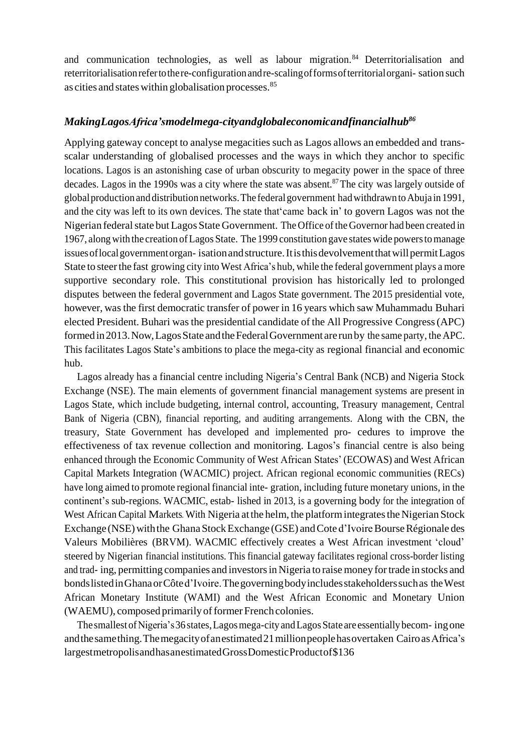and communication technologies, as well as labour migration.[84] Deterritorialisation and reterritorialisation refer to the re-configuration and re-scaling of forms of territorial organi- sation such as cities and states within globalisation processes.[85]

### *Making Lagos Africa's model mega-city and global economic and financial hub*[86]

Applying gateway concept to analyse megacities such as Lagos allows an embedded and trans-scalar understanding of globalised processes and the ways in which they anchor to specific locations. Lagos is an astonishing case of urban obscurity to megacity power in the space of three decades. Lagos in the 1990s was a city where the state was absent.[87] The city was largely outside of global production and distribution networks. The federal government had withdrawn to Abuja in 1991, and the city was left to its own devices. The state that'came back in' to govern Lagos was not the Nigerian federal state but Lagos State Government. The Office of the Governor had been created in 1967, along with the creation of Lagos State. The 1999 constitution gave states wide powers to manage issues of local government organ- isation and structure. It is this devolvement that will permit Lagos State to steer the fast growing city into West Africa's hub, while the federal government plays a more supportive secondary role. This constitutional provision has historically led to prolonged disputes between the federal government and Lagos State government. The 2015 presidential vote, however, was the first democratic transfer of power in 16 years which saw Muhammadu Buhari elected President. Buhari was the presidential candidate of the All Progressive Congress (APC) formed in 2013. Now, Lagos State and the Federal Government are run by the same party, the APC. This facilitates Lagos State's ambitions to place the mega-city as regional financial and economic hub.

Lagos already has a financial centre including Nigeria's Central Bank (NCB) and Nigeria Stock Exchange (NSE). The main elements of government financial management systems are present in Lagos State, which include budgeting, internal control, accounting, Treasury management, Central Bank of Nigeria (CBN), financial reporting, and auditing arrangements. Along with the CBN, the treasury, State Government has developed and implemented pro- cedures to improve the effectiveness of tax revenue collection and monitoring. Lagos's financial centre is also being enhanced through the Economic Community of West African States' (ECOWAS) and West African Capital Markets Integration (WACMIC) project. African regional economic communities (RECs) have long aimed to promote regional financial inte- gration, including future monetary unions, in the continent's sub-regions. WACMIC, estab- lished in 2013, is a governing body for the integration of West African Capital Markets. With Nigeria at the helm, the platform integrates the Nigerian Stock Exchange (NSE) with the Ghana Stock Exchange (GSE) and Cote d'Ivoire Bourse Régionale des Valeurs Mobilières (BRVM). WACMIC effectively creates a West African investment 'cloud' steered by Nigerian financial institutions. This financial gateway facilitates regional cross-border listing and trad- ing, permitting companies and investors in Nigeria to raise money for trade in stocks and bonds listed in Ghana or Côte d'Ivoire. The governing body includes stakeholders such as the West African Monetary Institute (WAMI) and the West African Economic and Monetary Union (WAEMU), composed primarily of former French colonies.

The smallest of Nigeria's 36 states, Lagos mega-city and Lagos State are essentially becom- ing one and the same thing. The megacity of an estimated 21 million people has overtaken Cairo as Africa's largest metropolis and has an estimated Gross Domestic Product of $136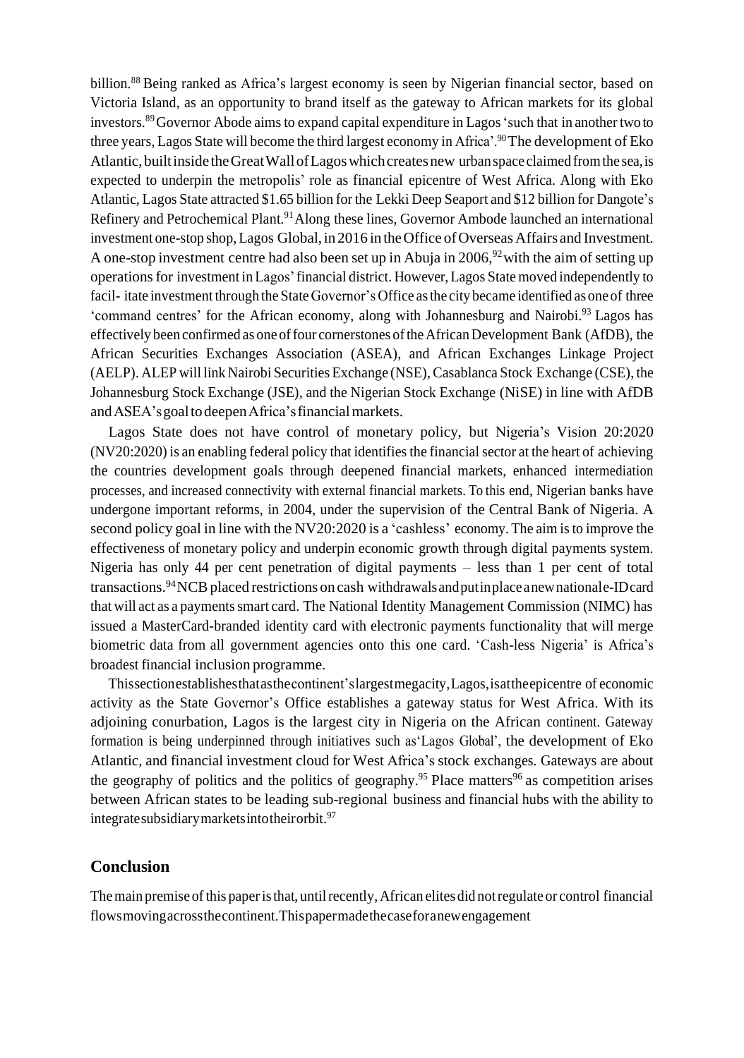billion.[88] Being ranked as Africa's largest economy is seen by Nigerian financial sector, based on Victoria Island, as an opportunity to brand itself as the gateway to African markets for its global investors.[89] Governor Abode aims to expand capital expenditure in Lagos 'such that in another two to three years, Lagos State will become the third largest economy in Africa'.[90] The development of Eko Atlantic, built inside the Great Wall of Lagos which creates new urban space claimed from the sea, is expected to underpin the metropolis' role as financial epicentre of West Africa. Along with Eko Atlantic, Lagos State attracted $1.65 billion for the Lekki Deep Seaport and $12 billion for Dangote's Refinery and Petrochemical Plant.[91] Along these lines, Governor Ambode launched an international investment one-stop shop, Lagos Global, in 2016 in the Office of Overseas Affairs and Investment. A one-stop investment centre had also been set up in Abuja in 2006,[92] with the aim of setting up operations for investment in Lagos' financial district. However, Lagos State moved independently to facil- itate investment through the State Governor's Office as the city became identified as one of three 'command centres' for the African economy, along with Johannesburg and Nairobi.[93] Lagos has effectively been confirmed as one of four cornerstones of the African Development Bank (AfDB), the African Securities Exchanges Association (ASEA), and African Exchanges Linkage Project (AELP). ALEP will link Nairobi Securities Exchange (NSE), Casablanca Stock Exchange (CSE), the Johannesburg Stock Exchange (JSE), and the Nigerian Stock Exchange (NiSE) in line with AfDB and ASEA's goal to deepen Africa's financial markets.

Lagos State does not have control of monetary policy, but Nigeria's Vision 20:2020 (NV20:2020) is an enabling federal policy that identifies the financial sector at the heart of achieving the countries development goals through deepened financial markets, enhanced intermediation processes, and increased connectivity with external financial markets. To this end, Nigerian banks have undergone important reforms, in 2004, under the supervision of the Central Bank of Nigeria. A second policy goal in line with the NV20:2020 is a 'cashless' economy. The aim is to improve the effectiveness of monetary policy and underpin economic growth through digital payments system. Nigeria has only 44 per cent penetration of digital payments – less than 1 per cent of total transactions.[94] NCB placed restrictions on cash withdrawals and put in place a new national e-ID card that will act as a payments smart card. The National Identity Management Commission (NIMC) has issued a MasterCard-branded identity card with electronic payments functionality that will merge biometric data from all government agencies onto this one card. 'Cash-less Nigeria' is Africa's broadest financial inclusion programme.

This section establishes that as the continent's largest megacity, Lagos, is at the epicentre of economic activity as the State Governor's Office establishes a gateway status for West Africa. With its adjoining conurbation, Lagos is the largest city in Nigeria on the African continent. Gateway formation is being underpinned through initiatives such as 'Lagos Global', the development of Eko Atlantic, and financial investment cloud for West Africa's stock exchanges. Gateways are about the geography of politics and the politics of geography.[95] Place matters[96] as competition arises between African states to be leading sub-regional business and financial hubs with the ability to integrate subsidiary markets into their orbit.[97]

## Conclusion

The main premise of this paper is that, until recently, African elites did not regulate or control financial flows moving across the continent. This paper made the case for a new engagement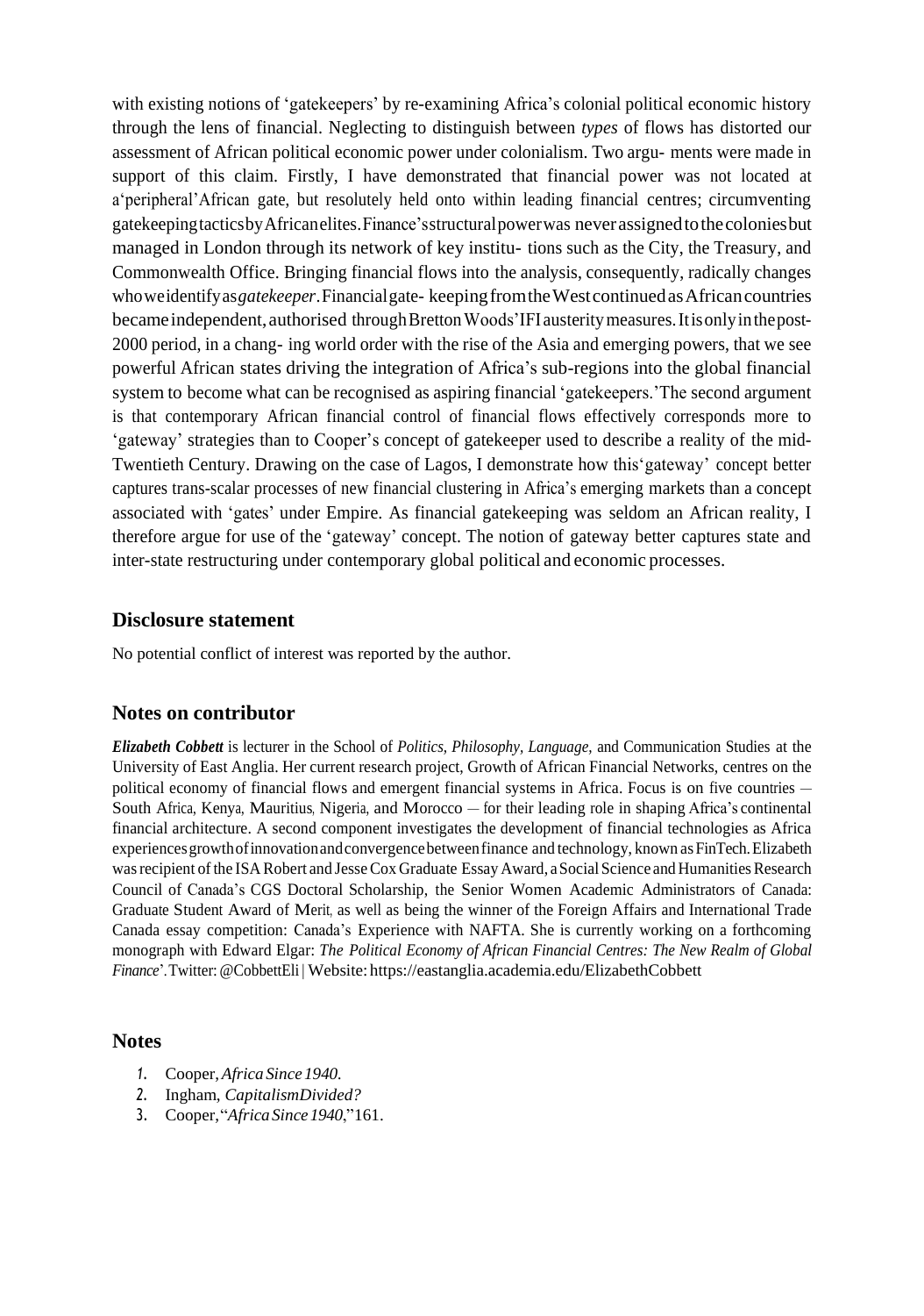with existing notions of 'gatekeepers' by re-examining Africa's colonial political economic history through the lens of financial. Neglecting to distinguish between *types* of flows has distorted our assessment of African political economic power under colonialism. Two argu- ments were made in support of this claim. Firstly, I have demonstrated that financial power was not located at a'peripheral'African gate, but resolutely held onto within leading financial centres; circumventing gatekeeping tactics by African elites. Finance's structural power was never assigned to the colonies but managed in London through its network of key institu- tions such as the City, the Treasury, and Commonwealth Office. Bringing financial flows into the analysis, consequently, radically changes who we identify as *gatekeeper*. Financial gate- keeping from the West continued as African countries became independent, authorised through Bretton Woods' IFI austerity measures. It is only in the post-2000 period, in a chang- ing world order with the rise of the Asia and emerging powers, that we see powerful African states driving the integration of Africa's sub-regions into the global financial system to become what can be recognised as aspiring financial 'gatekeepers.'The second argument is that contemporary African financial control of financial flows effectively corresponds more to 'gateway' strategies than to Cooper's concept of gatekeeper used to describe a reality of the mid-Twentieth Century. Drawing on the case of Lagos, I demonstrate how this'gateway' concept better captures trans-scalar processes of new financial clustering in Africa's emerging markets than a concept associated with 'gates' under Empire. As financial gatekeeping was seldom an African reality, I therefore argue for use of the 'gateway' concept. The notion of gateway better captures state and inter-state restructuring under contemporary global political and economic processes.

## Disclosure statement

No potential conflict of interest was reported by the author.

## Notes on contributor

***Elizabeth Cobbett*** is lecturer in the School of *Politics, Philosophy, Language,* and Communication Studies at the University of East Anglia. Her current research project, Growth of African Financial Networks, centres on the political economy of financial flows and emergent financial systems in Africa. Focus is on five countries – South Africa, Kenya, Mauritius, Nigeria, and Morocco – for their leading role in shaping Africa's continental financial architecture. A second component investigates the development of financial technologies as Africa experiences growth of innovation and convergence between finance and technology, known as FinTech. Elizabeth was recipient of the ISA Robert and Jesse Cox Graduate Essay Award, a Social Science and Humanities Research Council of Canada's CGS Doctoral Scholarship, the Senior Women Academic Administrators of Canada: Graduate Student Award of Merit, as well as being the winner of the Foreign Affairs and International Trade Canada essay competition: Canada's Experience with NAFTA. She is currently working on a forthcoming monograph with Edward Elgar: *The Political Economy of African Financial Centres: The New Realm of Global Finance*'. Twitter: @CobbettEli | Website: https://eastanglia.academia.edu/ElizabethCobbett

## Notes

1. Cooper, *Africa Since 1940*.
2. Ingham, *Capitalism Divided?*
3. Cooper, "*Africa Since 1940*," 161.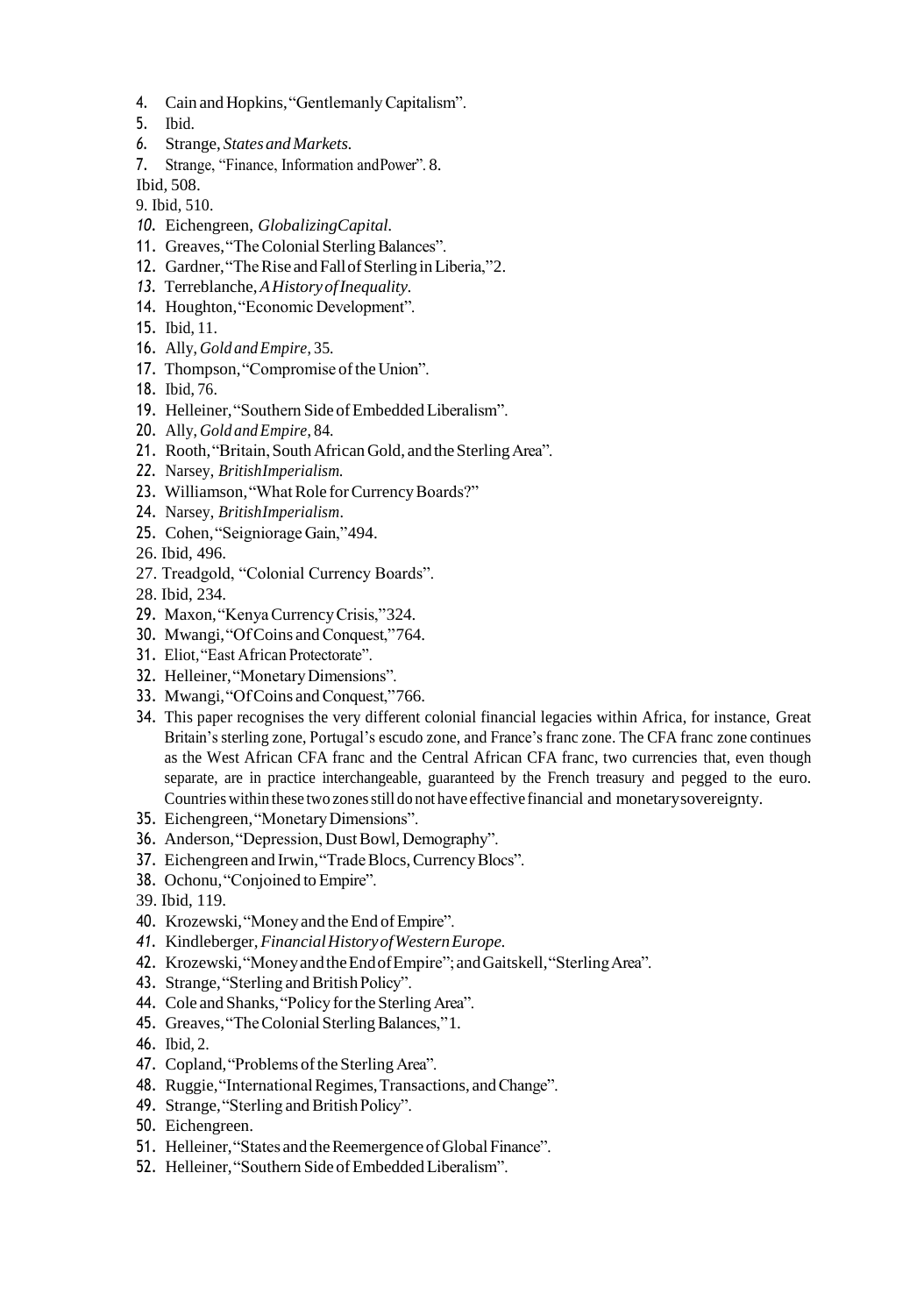4. Cain and Hopkins, "Gentlemanly Capitalism".
5. Ibid.
6. Strange, *States and Markets.*
7. Strange, "Finance, Information and Power". 8.

Ibid, 508.

9. Ibid, 510.
10. Eichengreen, *Globalizing Capital.*
11. Greaves, "The Colonial Sterling Balances".
12. Gardner, "The Rise and Fall of Sterling in Liberia,"2.
13. Terreblanche, *A History of Inequality.*
14. Houghton, "Economic Development".
15. Ibid, 11.
16. Ally, *Gold and Empire*, 35.
17. Thompson, "Compromise of the Union".
18. Ibid, 76.
19. Helleiner, "Southern Side of Embedded Liberalism".
20. Ally, *Gold and Empire*, 84.
21. Rooth, "Britain, South African Gold, and the Sterling Area".
22. Narsey, *British Imperialism.*
23. Williamson, "What Role for Currency Boards?"
24. Narsey, *British Imperialism*.
25. Cohen, "Seigniorage Gain,"494.
26. Ibid, 496.
27. Treadgold, "Colonial Currency Boards".
28. Ibid, 234.
29. Maxon, "Kenya Currency Crisis,"324.
30. Mwangi, "Of Coins and Conquest,"764.
31. Eliot, "East African Protectorate".
32. Helleiner, "Monetary Dimensions".
33. Mwangi, "Of Coins and Conquest,"766.
34. This paper recognises the very different colonial financial legacies within Africa, for instance, Great Britain's sterling zone, Portugal's escudo zone, and France's franc zone. The CFA franc zone continues as the West African CFA franc and the Central African CFA franc, two currencies that, even though separate, are in practice interchangeable, guaranteed by the French treasury and pegged to the euro. Countries within these two zones still do not have effective financial and monetary sovereignty.
35. Eichengreen, "Monetary Dimensions".
36. Anderson, "Depression, Dust Bowl, Demography".
37. Eichengreen and Irwin, "Trade Blocs, Currency Blocs".
38. Ochonu, "Conjoined to Empire".
39. Ibid, 119.
40. Krozewski, "Money and the End of Empire".
41. Kindleberger, *Financial History of Western Europe.*
42. Krozewski, "Money and the End of Empire"; and Gaitskell, "Sterling Area".
43. Strange, "Sterling and British Policy".
44. Cole and Shanks, "Policy for the Sterling Area".
45. Greaves, "The Colonial Sterling Balances,"1.
46. Ibid, 2.
47. Copland, "Problems of the Sterling Area".
48. Ruggie, "International Regimes, Transactions, and Change".
49. Strange, "Sterling and British Policy".
50. Eichengreen.
51. Helleiner, "States and the Reemergence of Global Finance".
52. Helleiner, "Southern Side of Embedded Liberalism".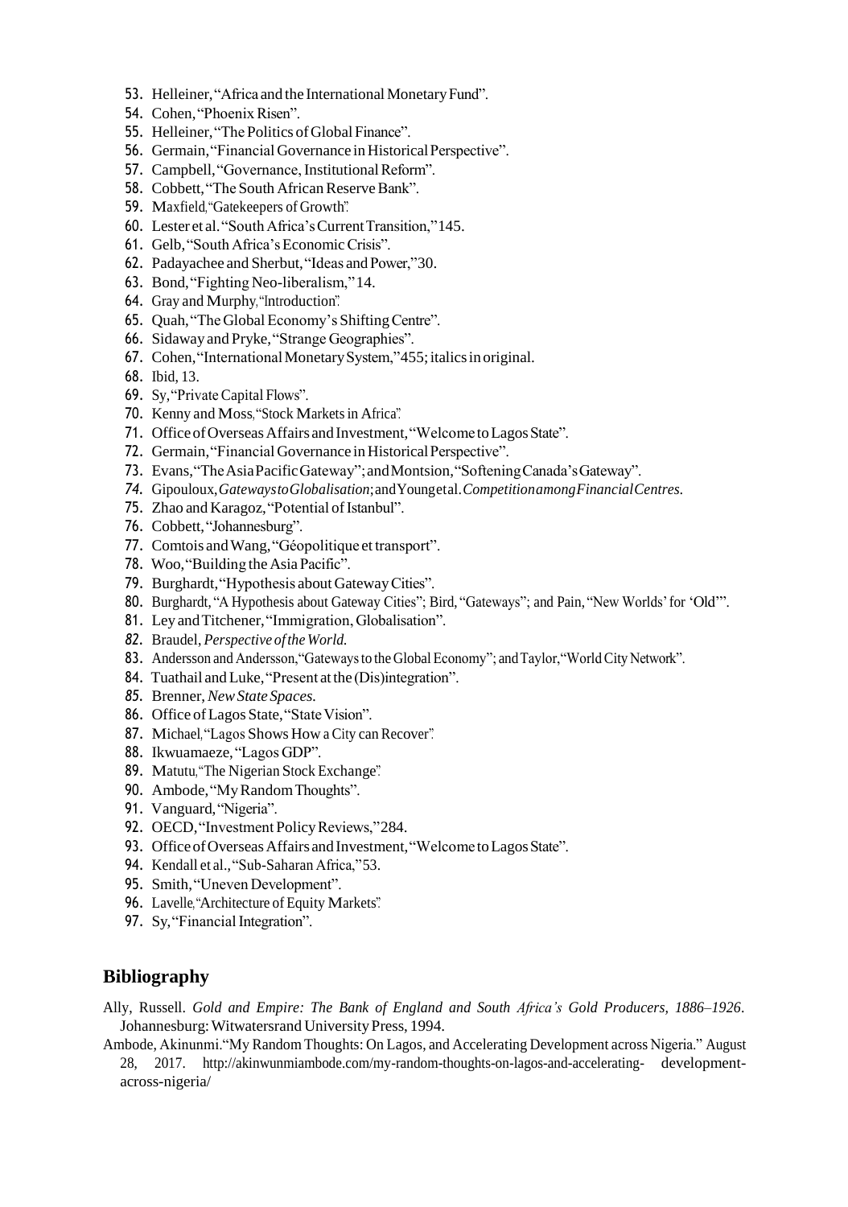53. Helleiner, "Africa and the International Monetary Fund".
54. Cohen, "Phoenix Risen".
55. Helleiner, "The Politics of Global Finance".
56. Germain, "Financial Governance in Historical Perspective".
57. Campbell, "Governance, Institutional Reform".
58. Cobbett, "The South African Reserve Bank".
59. Maxfield, "Gatekeepers of Growth".
60. Lester et al. "South Africa's Current Transition," 145.
61. Gelb, "South Africa's Economic Crisis".
62. Padayachee and Sherbut, "Ideas and Power," 30.
63. Bond, "Fighting Neo-liberalism," 14.
64. Gray and Murphy, "Introduction".
65. Quah, "The Global Economy's Shifting Centre".
66. Sidaway and Pryke, "Strange Geographies".
67. Cohen, "International Monetary System," 455; italics in original.
68. Ibid, 13.
69. Sy, "Private Capital Flows".
70. Kenny and Moss, "Stock Markets in Africa".
71. Office of Overseas Affairs and Investment, "Welcome to Lagos State".
72. Germain, "Financial Governance in Historical Perspective".
73. Evans, "The Asia Pacific Gateway"; and Montsion, "Softening Canada's Gateway".
74. Gipouloux, *Gateways to Globalisation*; and Young et al. *Competition among Financial Centres*.
75. Zhao and Karagoz, "Potential of Istanbul".
76. Cobbett, "Johannesburg".
77. Comtois and Wang, "Géopolitique et transport".
78. Woo, "Building the Asia Pacific".
79. Burghardt, "Hypothesis about Gateway Cities".
80. Burghardt, "A Hypothesis about Gateway Cities"; Bird, "Gateways"; and Pain, "New Worlds' for 'Old'".
81. Ley and Titchener, "Immigration, Globalisation".
82. Braudel, *Perspective of the World*.
83. Andersson and Andersson, "Gateways to the Global Economy"; and Taylor, "World City Network".
84. Tuathail and Luke, "Present at the (Dis)integration".
85. Brenner, *New State Spaces*.
86. Office of Lagos State, "State Vision".
87. Michael, "Lagos Shows How a City can Recover".
88. Ikwuamaeze, "Lagos GDP".
89. Matutu, "The Nigerian Stock Exchange".
90. Ambode, "My Random Thoughts".
91. Vanguard, "Nigeria".
92. OECD, "Investment Policy Reviews," 284.
93. Office of Overseas Affairs and Investment, "Welcome to Lagos State".
94. Kendall et al., "Sub-Saharan Africa," 53.
95. Smith, "Uneven Development".
96. Lavelle, "Architecture of Equity Markets".
97. Sy, "Financial Integration".

## Bibliography

Ally, Russell. *Gold and Empire: The Bank of England and South Africa's Gold Producers, 1886–1926*. Johannesburg: Witwatersrand University Press, 1994.

Ambode, Akinunmi. "My Random Thoughts: On Lagos, and Accelerating Development across Nigeria." August 28, 2017. http://akinwunmiambode.com/my-random-thoughts-on-lagos-and-accelerating- development-across-nigeria/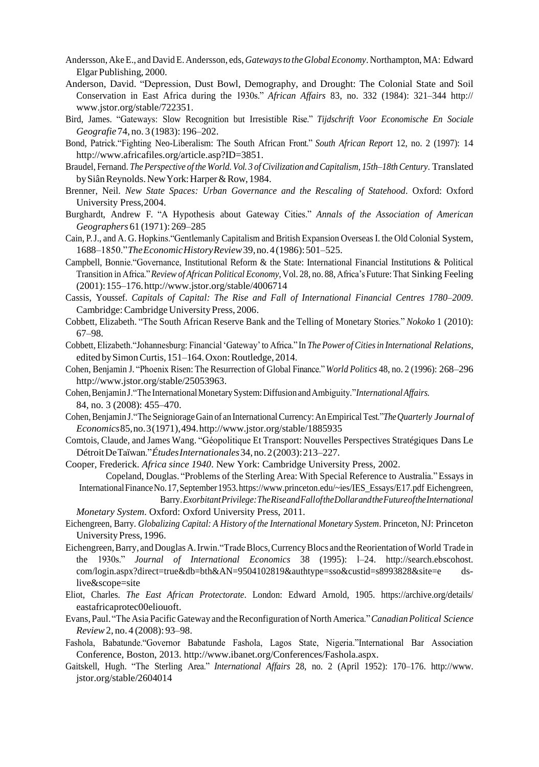Andersson, Ake E., and David E. Andersson, eds, *Gateways to the Global Economy*. Northampton, MA: Edward Elgar Publishing, 2000.

Anderson, David. "Depression, Dust Bowl, Demography, and Drought: The Colonial State and Soil Conservation in East Africa during the 1930s." *African Affairs* 83, no. 332 (1984): 321–344 http://www.jstor.org/stable/722351.

Bird, James. "Gateways: Slow Recognition but Irresistible Rise." *Tijdschrift Voor Economische En Sociale Geografie* 74, no. 3 (1983): 196–202.

Bond, Patrick. "Fighting Neo-Liberalism: The South African Front." *South African Report* 12, no. 2 (1997): 14 http://www.africafiles.org/article.asp?ID=3851.

Braudel, Fernand. *The Perspective of the World. Vol. 3 of Civilization and Capitalism, 15th–18th Century*. Translated by Siân Reynolds. New York: Harper & Row, 1984.

Brenner, Neil. *New State Spaces: Urban Governance and the Rescaling of Statehood*. Oxford: Oxford University Press, 2004.

Burghardt, Andrew F. "A Hypothesis about Gateway Cities." *Annals of the Association of American Geographers* 61 (1971): 269–285

Cain, P. J., and A. G. Hopkins. "Gentlemanly Capitalism and British Expansion Overseas I. the Old Colonial System, 1688–1850." *The Economic History Review* 39, no. 4 (1986): 501–525.

Campbell, Bonnie. "Governance, Institutional Reform & the State: International Financial Institutions & Political Transition in Africa." *Review of African Political Economy*, Vol. 28, no. 88, Africa's Future: That Sinking Feeling (2001): 155–176. http://www.jstor.org/stable/4006714

Cassis, Youssef. *Capitals of Capital: The Rise and Fall of International Financial Centres 1780–2009*. Cambridge: Cambridge University Press, 2006.

Cobbett, Elizabeth. "The South African Reserve Bank and the Telling of Monetary Stories." *Nokoko* 1 (2010): 67–98.

Cobbett, Elizabeth. "Johannesburg: Financial 'Gateway' to Africa." In *The Power of Cities in International Relations*, edited by Simon Curtis, 151–164. Oxon: Routledge, 2014.

Cohen, Benjamin J. "Phoenix Risen: The Resurrection of Global Finance." *World Politics* 48, no. 2 (1996): 268–296 http://www.jstor.org/stable/25053963.

Cohen, Benjamin J. "The International Monetary System: Diffusion and Ambiguity." *International Affairs*. 84, no. 3 (2008): 455–470.

Cohen, Benjamin J. "The Seigniorage Gain of an International Currency: An Empirical Test." *The Quarterly Journal of Economics* 85, no. 3 (1971), 494. http://www.jstor.org/stable/1885935

Comtois, Claude, and James Wang. "Géopolitique Et Transport: Nouvelles Perspectives Stratégiques Dans Le Détroit De Taïwan." *Études Internationales* 34, no. 2 (2003): 213–227.

Cooper, Frederick. *Africa since 1940*. New York: Cambridge University Press, 2002.

Copeland, Douglas. "Problems of the Sterling Area: With Special Reference to Australia." Essays in International Finance No. 17, September 1953. https://www.princeton.edu/~ies/IES_Essays/E17.pdf

Eichengreen, Barry. *Exorbitant Privilege: The Rise and Fall of the Dollar and the Future of the International Monetary System*. Oxford: Oxford University Press, 2011.

Eichengreen, Barry. *Globalizing Capital: A History of the International Monetary System*. Princeton, NJ: Princeton University Press, 1996.

Eichengreen, Barry, and Douglas A. Irwin. "Trade Blocs, Currency Blocs and the Reorientation of World Trade in the 1930s." *Journal of International Economics* 38 (1995): l–24. http://search.ebscohost.com/login.aspx?direct=true&db=bth&AN=9504102819&authtype=sso&custid=s8993828&site=eds-live&scope=site

Eliot, Charles. *The East African Protectorate*. London: Edward Arnold, 1905. https://archive.org/details/eastafricaprotec00eliouoft.

Evans, Paul. "The Asia Pacific Gateway and the Reconfiguration of North America." *Canadian Political Science Review* 2, no. 4 (2008): 93–98.

Fashola, Babatunde. "Governor Babatunde Fashola, Lagos State, Nigeria." International Bar Association Conference, Boston, 2013. http://www.ibanet.org/Conferences/Fashola.aspx.

Gaitskell, Hugh. "The Sterling Area." *International Affairs* 28, no. 2 (April 1952): 170–176. http://www.jstor.org/stable/2604014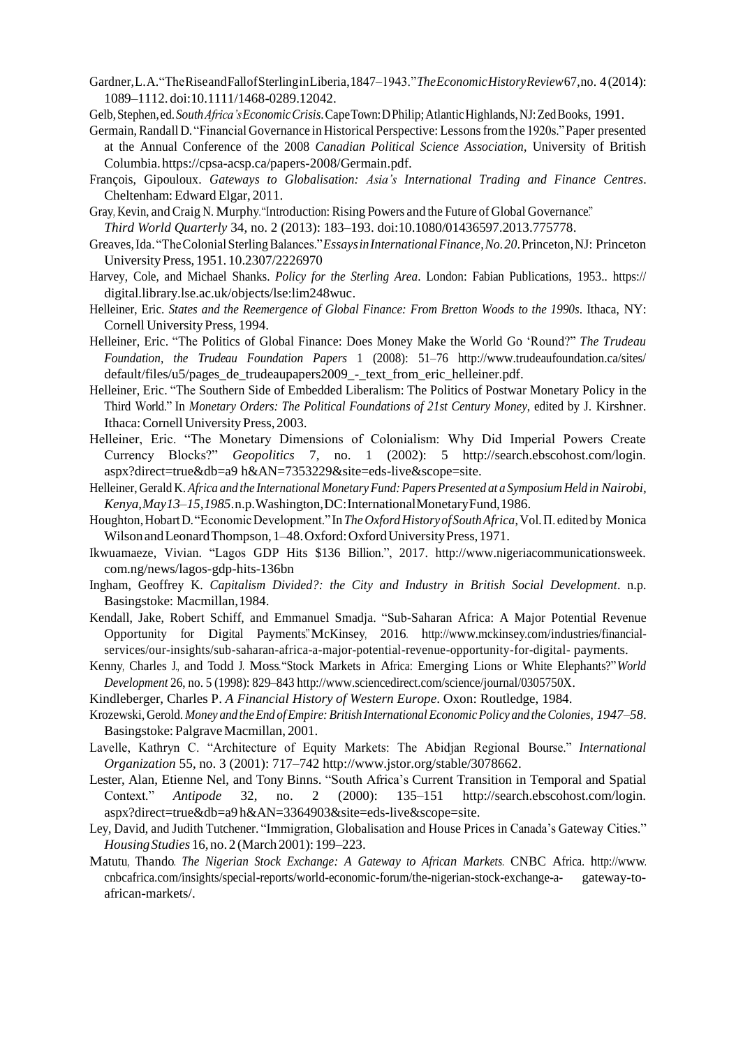Gardner, L. A. "The Rise and Fall of Sterling in Liberia, 1847–1943." *The Economic History Review* 67, no. 4 (2014): 1089–1112. doi:10.1111/1468-0289.12042.

Gelb, Stephen, ed. *South Africa's Economic Crisis*. Cape Town: D Philip; Atlantic Highlands, NJ: Zed Books, 1991.

Germain, Randall D. "Financial Governance in Historical Perspective: Lessons from the 1920s." Paper presented at the Annual Conference of the 2008 *Canadian Political Science Association*, University of British Columbia. https://cpsa-acsp.ca/papers-2008/Germain.pdf.

François, Gipouloux. *Gateways to Globalisation: Asia's International Trading and Finance Centres*. Cheltenham: Edward Elgar, 2011.

Gray, Kevin, and Craig N. Murphy. "Introduction: Rising Powers and the Future of Global Governance." *Third World Quarterly* 34, no. 2 (2013): 183–193. doi:10.1080/01436597.2013.775778.

Greaves, Ida. "The Colonial Sterling Balances." *Essays in International Finance, No. 20*. Princeton, NJ: Princeton University Press, 1951. 10.2307/2226970

Harvey, Cole, and Michael Shanks. *Policy for the Sterling Area*. London: Fabian Publications, 1953.. https://digital.library.lse.ac.uk/objects/lse:lim248wuc.

Helleiner, Eric. *States and the Reemergence of Global Finance: From Bretton Woods to the 1990s*. Ithaca, NY: Cornell University Press, 1994.

Helleiner, Eric. "The Politics of Global Finance: Does Money Make the World Go 'Round?" *The Trudeau Foundation, the Trudeau Foundation Papers* 1 (2008): 51–76 http://www.trudeaufoundation.ca/sites/default/files/u5/pages_de_trudeaupapers2009_-_text_from_eric_helleiner.pdf.

Helleiner, Eric. "The Southern Side of Embedded Liberalism: The Politics of Postwar Monetary Policy in the Third World." In *Monetary Orders: The Political Foundations of 21st Century Money*, edited by J. Kirshner. Ithaca: Cornell University Press, 2003.

Helleiner, Eric. "The Monetary Dimensions of Colonialism: Why Did Imperial Powers Create Currency Blocks?" *Geopolitics* 7, no. 1 (2002): 5 http://search.ebscohost.com/login.aspx?direct=true&db=a9 h&AN=7353229&site=eds-live&scope=site.

Helleiner, Gerald K. *Africa and the International Monetary Fund: Papers Presented at a Symposium Held in Nairobi, Kenya, May 13–15, 1985*. n.p. Washington, DC: International Monetary Fund, 1986.

Houghton, Hobart D. "Economic Development." In *The Oxford History of South Africa*, Vol. II. edited by Monica Wilson and Leonard Thompson, 1–48. Oxford: Oxford University Press, 1971.

Ikwuamaeze, Vivian. "Lagos GDP Hits $136 Billion.", 2017. http://www.nigeriacommunicationsweek.com.ng/news/lagos-gdp-hits-136bn

Ingham, Geoffrey K. *Capitalism Divided?: the City and Industry in British Social Development*. n.p. Basingstoke: Macmillan, 1984.

Kendall, Jake, Robert Schiff, and Emmanuel Smadja. "Sub-Saharan Africa: A Major Potential Revenue Opportunity for Digital Payments." McKinsey, 2016. http://www.mckinsey.com/industries/financial-services/our-insights/sub-saharan-africa-a-major-potential-revenue-opportunity-for-digital- payments.

Kenny, Charles J., and Todd J. Moss. "Stock Markets in Africa: Emerging Lions or White Elephants?" *World Development* 26, no. 5 (1998): 829–843 http://www.sciencedirect.com/science/journal/0305750X.

Kindleberger, Charles P. *A Financial History of Western Europe*. Oxon: Routledge, 1984.

Krozewski, Gerold. *Money and the End of Empire: British International Economic Policy and the Colonies, 1947–58*. Basingstoke: Palgrave Macmillan, 2001.

Lavelle, Kathryn C. "Architecture of Equity Markets: The Abidjan Regional Bourse." *International Organization* 55, no. 3 (2001): 717–742 http://www.jstor.org/stable/3078662.

Lester, Alan, Etienne Nel, and Tony Binns. "South Africa's Current Transition in Temporal and Spatial Context." *Antipode* 32, no. 2 (2000): 135–151 http://search.ebscohost.com/login.aspx?direct=true&db=a9 h&AN=3364903&site=eds-live&scope=site.

Ley, David, and Judith Tutchener. "Immigration, Globalisation and House Prices in Canada's Gateway Cities." *Housing Studies* 16, no. 2 (March 2001): 199–223.

Matutu, Thando. *The Nigerian Stock Exchange: A Gateway to African Markets*. CNBC Africa. http://www.cnbcafrica.com/insights/special-reports/world-economic-forum/the-nigerian-stock-exchange-a- gateway-to-african-markets/.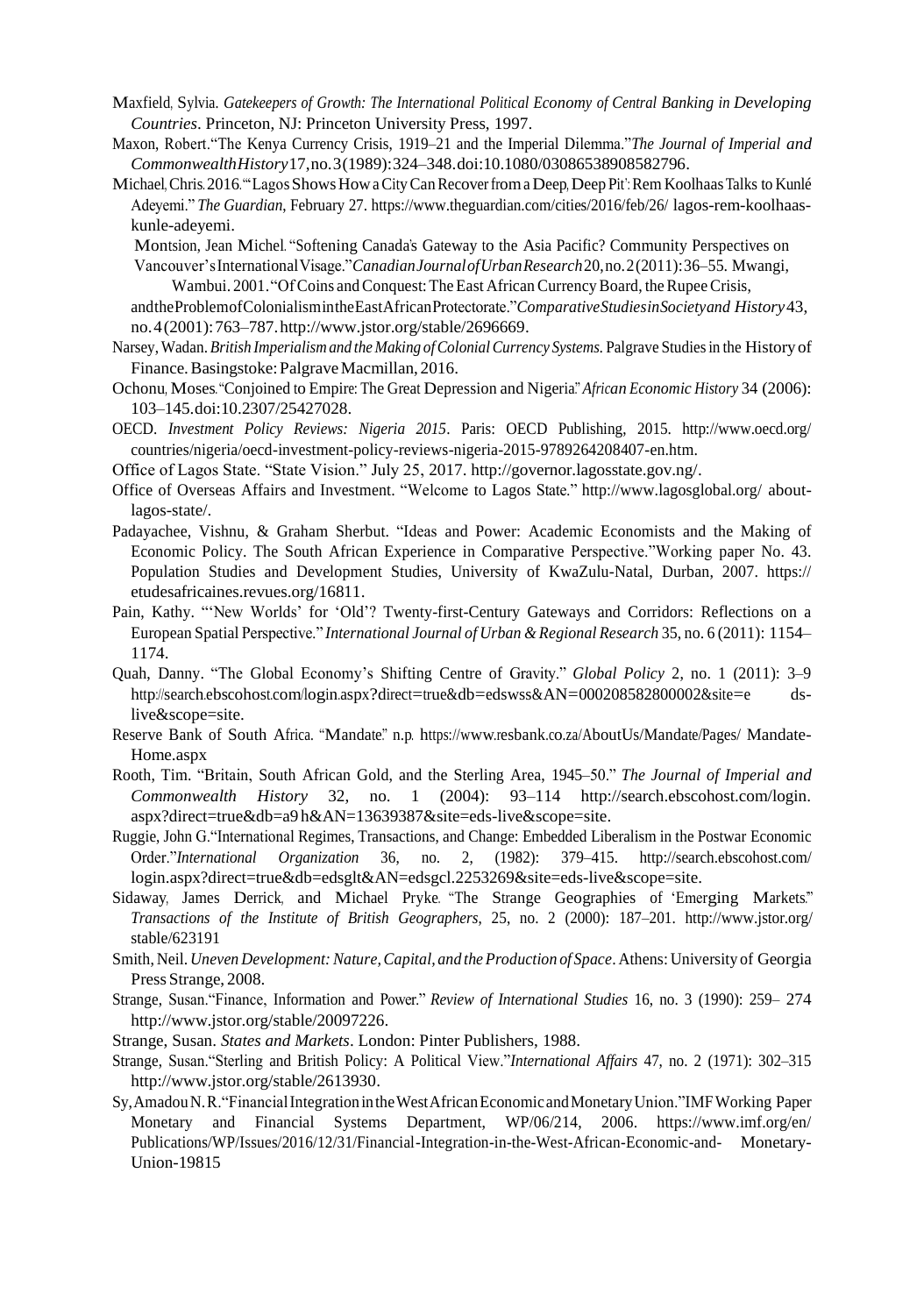Maxfield, Sylvia. *Gatekeepers of Growth: The International Political Economy of Central Banking in Developing Countries*. Princeton, NJ: Princeton University Press, 1997.

Maxon, Robert. "The Kenya Currency Crisis, 1919–21 and the Imperial Dilemma." *The Journal of Imperial and Commonwealth History* 17, no. 3 (1989): 324–348. doi:10.1080/03086538908582796.

Michael, Chris. 2016. "'Lagos Shows How a City Can Recover from a Deep, Deep Pit': Rem Koolhaas Talks to Kunlé Adeyemi." *The Guardian*, February 27. https://www.theguardian.com/cities/2016/feb/26/ lagos-rem-koolhaas-kunle-adeyemi.

Montsion, Jean Michel. "Softening Canada's Gateway to the Asia Pacific? Community Perspectives on Vancouver's International Visage." *Canadian Journal of Urban Research* 20, no. 2 (2011): 36–55. Mwangi, Wambui. 2001. "Of Coins and Conquest: The East African Currency Board, the Rupee Crisis, and the Problem of Colonialism in the East African Protectorate." *Comparative Studies in Society and History* 43, no. 4 (2001): 763–787. http://www.jstor.org/stable/2696669.

Narsey, Wadan. *British Imperialism and the Making of Colonial Currency Systems*. Palgrave Studies in the History of Finance. Basingstoke: Palgrave Macmillan, 2016.

Ochonu, Moses. "Conjoined to Empire: The Great Depression and Nigeria." *African Economic History* 34 (2006): 103–145. doi:10.2307/25427028.

OECD. *Investment Policy Reviews: Nigeria 2015*. Paris: OECD Publishing, 2015. http://www.oecd.org/ countries/nigeria/oecd-investment-policy-reviews-nigeria-2015-9789264208407-en.htm.

Office of Lagos State. "State Vision." July 25, 2017. http://governor.lagosstate.gov.ng/.

Office of Overseas Affairs and Investment. "Welcome to Lagos State." http://www.lagosglobal.org/ about-lagos-state/.

Padayachee, Vishnu, & Graham Sherbut. "Ideas and Power: Academic Economists and the Making of Economic Policy. The South African Experience in Comparative Perspective." Working paper No. 43. Population Studies and Development Studies, University of KwaZulu-Natal, Durban, 2007. https:// etudesafricaines.revues.org/16811.

Pain, Kathy. "'New Worlds' for 'Old'? Twenty-first-Century Gateways and Corridors: Reflections on a European Spatial Perspective." *International Journal of Urban & Regional Research* 35, no. 6 (2011): 1154–1174.

Quah, Danny. "The Global Economy's Shifting Centre of Gravity." *Global Policy* 2, no. 1 (2011): 3–9 http://search.ebscohost.com/login.aspx?direct=true&db=edswss&AN=000208582800002&site=e ds-live&scope=site.

Reserve Bank of South Africa. "Mandate." n.p. https://www.resbank.co.za/AboutUs/Mandate/Pages/ Mandate-Home.aspx

Rooth, Tim. "Britain, South African Gold, and the Sterling Area, 1945–50." *The Journal of Imperial and Commonwealth History* 32, no. 1 (2004): 93–114 http://search.ebscohost.com/login. aspx?direct=true&db=a9h&AN=13639387&site=eds-live&scope=site.

Ruggie, John G. "International Regimes, Transactions, and Change: Embedded Liberalism in the Postwar Economic Order." *International Organization* 36, no. 2, (1982): 379–415. http://search.ebscohost.com/ login.aspx?direct=true&db=edsglt&AN=edsgcl.2253269&site=eds-live&scope=site.

Sidaway, James Derrick, and Michael Pryke. "The Strange Geographies of 'Emerging Markets.'" *Transactions of the Institute of British Geographers*, 25, no. 2 (2000): 187–201. http://www.jstor.org/ stable/623191

Smith, Neil. *Uneven Development: Nature, Capital, and the Production of Space*. Athens: University of Georgia Press Strange, 2008.

Strange, Susan. "Finance, Information and Power." *Review of International Studies* 16, no. 3 (1990): 259– 274 http://www.jstor.org/stable/20097226.

Strange, Susan. *States and Markets*. London: Pinter Publishers, 1988.

Strange, Susan. "Sterling and British Policy: A Political View." *International Affairs* 47, no. 2 (1971): 302–315 http://www.jstor.org/stable/2613930.

Sy, Amadou N.R. "Financial Integration in the West African Economic and Monetary Union." IMF Working Paper Monetary and Financial Systems Department, WP/06/214, 2006. https://www.imf.org/en/ Publications/WP/Issues/2016/12/31/Financial-Integration-in-the-West-African-Economic-and- Monetary-Union-19815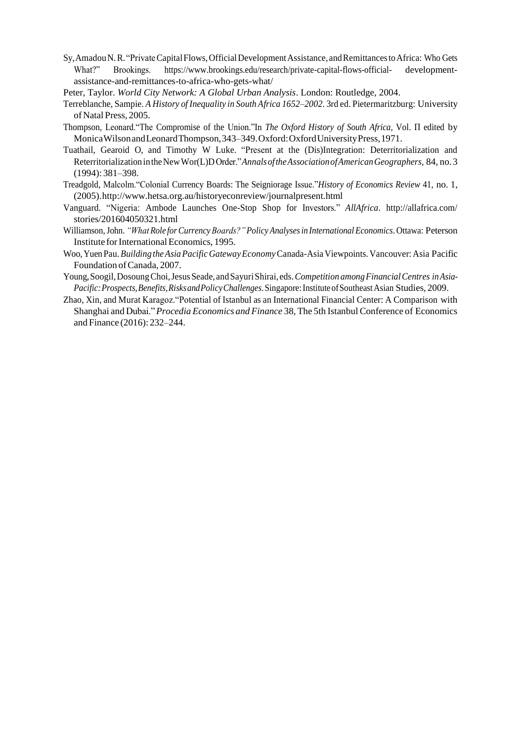Sy, Amadou N. R. "Private Capital Flows, Official Development Assistance, and Remittances to Africa: Who Gets What?" Brookings. https://www.brookings.edu/research/private-capital-flows-official- development-assistance-and-remittances-to-africa-who-gets-what/

Peter, Taylor. *World City Network: A Global Urban Analysis*. London: Routledge, 2004.

Terreblanche, Sampie. *A History of Inequality in South Africa 1652–2002*. 3rd ed. Pietermaritzburg: University of Natal Press, 2005.

Thompson, Leonard. "The Compromise of the Union." In *The Oxford History of South Africa*, Vol. Π edited by Monica Wilson and Leonard Thompson, 343–349. Oxford: Oxford University Press, 1971.

Tuathail, Gearoid O, and Timothy W Luke. "Present at the (Dis)Integration: Deterritorialization and Reterritorialization in the New Wor(L)D Order." *Annals of the Association of American Geographers*, 84, no. 3 (1994): 381–398.

Treadgold, Malcolm. "Colonial Currency Boards: The Seigniorage Issue." *History of Economics Review* 41, no. 1, (2005). http://www.hetsa.org.au/historyeconreview/journalpresent.html

Vanguard. "Nigeria: Ambode Launches One-Stop Shop for Investors." *AllAfrica*. http://allafrica.com/stories/201604050321.html

Williamson, John. *"What Role for Currency Boards?" Policy Analyses in International Economics*. Ottawa: Peterson Institute for International Economics, 1995.

Woo, Yuen Pau. *Building the Asia Pacific Gateway Economy* Canada-Asia Viewpoints. Vancouver: Asia Pacific Foundation of Canada, 2007.

Young, Soogil, Dosoung Choi, Jesus Seade, and Sayuri Shirai, eds. *Competition among Financial Centres in Asia-Pacific: Prospects, Benefits, Risks and Policy Challenges*. Singapore: Institute of Southeast Asian Studies, 2009.

Zhao, Xin, and Murat Karagoz. "Potential of Istanbul as an International Financial Center: A Comparison with Shanghai and Dubai." *Procedia Economics and Finance* 38, The 5th Istanbul Conference of Economics and Finance (2016): 232–244.